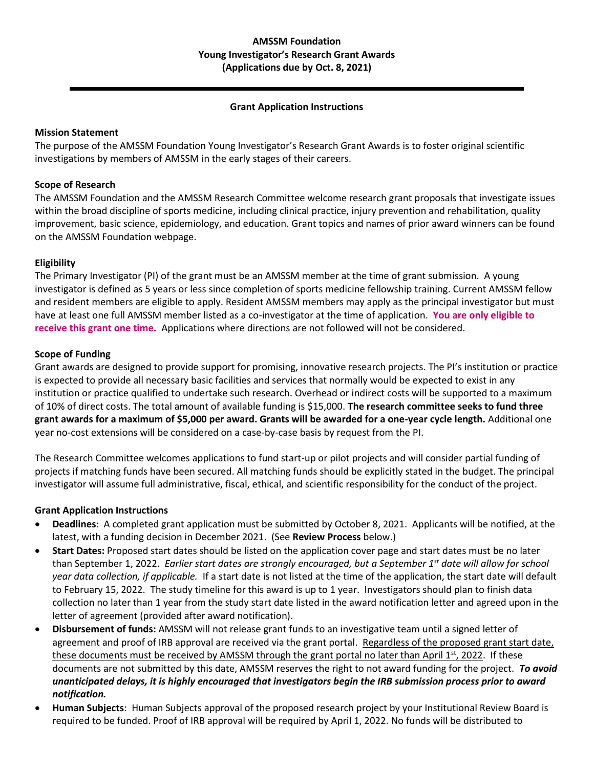**AMSSM Foundation**
**Young Investigator's Research Grant Awards**
**(Applications due by Oct. 8, 2021)**

---

## Grant Application Instructions

### Mission Statement

The purpose of the AMSSM Foundation Young Investigator's Research Grant Awards is to foster original scientific investigations by members of AMSSM in the early stages of their careers.

### Scope of Research

The AMSSM Foundation and the AMSSM Research Committee welcome research grant proposals that investigate issues within the broad discipline of sports medicine, including clinical practice, injury prevention and rehabilitation, quality improvement, basic science, epidemiology, and education. Grant topics and names of prior award winners can be found on the AMSSM Foundation webpage.

### Eligibility

The Primary Investigator (PI) of the grant must be an AMSSM member at the time of grant submission. A young investigator is defined as 5 years or less since completion of sports medicine fellowship training. Current AMSSM fellow and resident members are eligible to apply. Resident AMSSM members may apply as the principal investigator but must have at least one full AMSSM member listed as a co-investigator at the time of application. **You are only eligible to receive this grant one time.** Applications where directions are not followed will not be considered.

### Scope of Funding

Grant awards are designed to provide support for promising, innovative research projects. The PI's institution or practice is expected to provide all necessary basic facilities and services that normally would be expected to exist in any institution or practice qualified to undertake such research. Overhead or indirect costs will be supported to a maximum of 10% of direct costs. The total amount of available funding is $15,000. **The research committee seeks to fund three grant awards for a maximum of $5,000 per award. Grants will be awarded for a one-year cycle length.** Additional one year no-cost extensions will be considered on a case-by-case basis by request from the PI.

The Research Committee welcomes applications to fund start-up or pilot projects and will consider partial funding of projects if matching funds have been secured. All matching funds should be explicitly stated in the budget. The principal investigator will assume full administrative, fiscal, ethical, and scientific responsibility for the conduct of the project.

### Grant Application Instructions

- **Deadlines**: A completed grant application must be submitted by October 8, 2021. Applicants will be notified, at the latest, with a funding decision in December 2021. (See **Review Process** below.)
- **Start Dates:** Proposed start dates should be listed on the application cover page and start dates must be no later than September 1, 2022. *Earlier start dates are strongly encouraged, but a September 1st date will allow for school year data collection, if applicable.* If a start date is not listed at the time of the application, the start date will default to February 15, 2022. The study timeline for this award is up to 1 year. Investigators should plan to finish data collection no later than 1 year from the study start date listed in the award notification letter and agreed upon in the letter of agreement (provided after award notification).
- **Disbursement of funds:** AMSSM will not release grant funds to an investigative team until a signed letter of agreement and proof of IRB approval are received via the grant portal. Regardless of the proposed grant start date, these documents must be received by AMSSM through the grant portal no later than April 1st, 2022. If these documents are not submitted by this date, AMSSM reserves the right to not award funding for the project. ***To avoid unanticipated delays, it is highly encouraged that investigators begin the IRB submission process prior to award notification.***
- **Human Subjects**: Human Subjects approval of the proposed research project by your Institutional Review Board is required to be funded. Proof of IRB approval will be required by April 1, 2022. No funds will be distributed to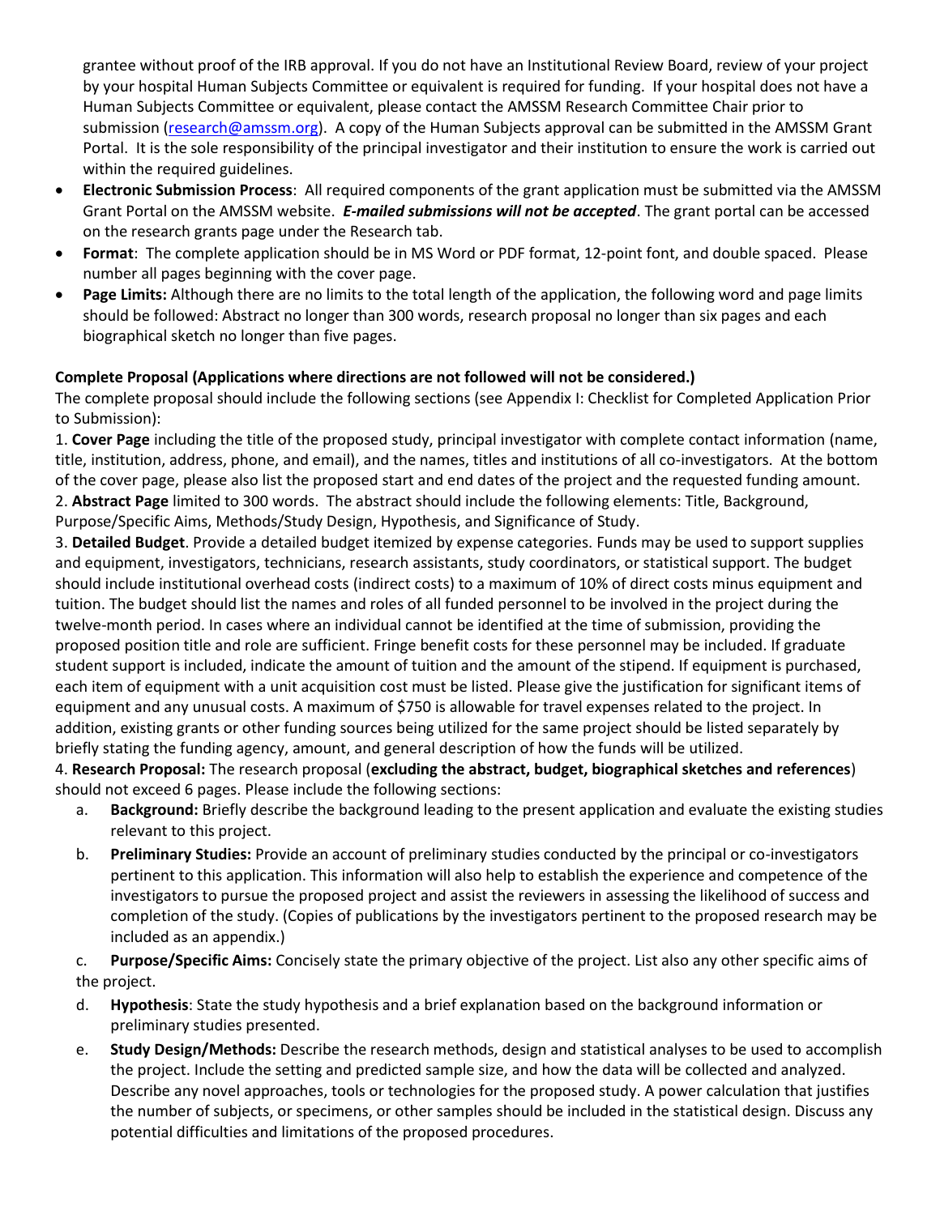grantee without proof of the IRB approval. If you do not have an Institutional Review Board, review of your project by your hospital Human Subjects Committee or equivalent is required for funding. If your hospital does not have a Human Subjects Committee or equivalent, please contact the AMSSM Research Committee Chair prior to submission (research@amssm.org). A copy of the Human Subjects approval can be submitted in the AMSSM Grant Portal. It is the sole responsibility of the principal investigator and their institution to ensure the work is carried out within the required guidelines.

- **Electronic Submission Process**: All required components of the grant application must be submitted via the AMSSM Grant Portal on the AMSSM website. ***E-mailed submissions will not be accepted***. The grant portal can be accessed on the research grants page under the Research tab.
- **Format**: The complete application should be in MS Word or PDF format, 12-point font, and double spaced. Please number all pages beginning with the cover page.
- **Page Limits:** Although there are no limits to the total length of the application, the following word and page limits should be followed: Abstract no longer than 300 words, research proposal no longer than six pages and each biographical sketch no longer than five pages.

**Complete Proposal (Applications where directions are not followed will not be considered.)**

The complete proposal should include the following sections (see Appendix I: Checklist for Completed Application Prior to Submission):

1. **Cover Page** including the title of the proposed study, principal investigator with complete contact information (name, title, institution, address, phone, and email), and the names, titles and institutions of all co-investigators. At the bottom of the cover page, please also list the proposed start and end dates of the project and the requested funding amount.
2. **Abstract Page** limited to 300 words. The abstract should include the following elements: Title, Background, Purpose/Specific Aims, Methods/Study Design, Hypothesis, and Significance of Study.
3. **Detailed Budget**. Provide a detailed budget itemized by expense categories. Funds may be used to support supplies and equipment, investigators, technicians, research assistants, study coordinators, or statistical support. The budget should include institutional overhead costs (indirect costs) to a maximum of 10% of direct costs minus equipment and tuition. The budget should list the names and roles of all funded personnel to be involved in the project during the twelve-month period. In cases where an individual cannot be identified at the time of submission, providing the proposed position title and role are sufficient. Fringe benefit costs for these personnel may be included. If graduate student support is included, indicate the amount of tuition and the amount of the stipend. If equipment is purchased, each item of equipment with a unit acquisition cost must be listed. Please give the justification for significant items of equipment and any unusual costs. A maximum of $750 is allowable for travel expenses related to the project. In addition, existing grants or other funding sources being utilized for the same project should be listed separately by briefly stating the funding agency, amount, and general description of how the funds will be utilized.
4. **Research Proposal:** The research proposal (**excluding the abstract, budget, biographical sketches and references**) should not exceed 6 pages. Please include the following sections:
    a. **Background:** Briefly describe the background leading to the present application and evaluate the existing studies relevant to this project.
    b. **Preliminary Studies:** Provide an account of preliminary studies conducted by the principal or co-investigators pertinent to this application. This information will also help to establish the experience and competence of the investigators to pursue the proposed project and assist the reviewers in assessing the likelihood of success and completion of the study. (Copies of publications by the investigators pertinent to the proposed research may be included as an appendix.)
    c. **Purpose/Specific Aims:** Concisely state the primary objective of the project. List also any other specific aims of the project.
    d. **Hypothesis**: State the study hypothesis and a brief explanation based on the background information or preliminary studies presented.
    e. **Study Design/Methods:** Describe the research methods, design and statistical analyses to be used to accomplish the project. Include the setting and predicted sample size, and how the data will be collected and analyzed. Describe any novel approaches, tools or technologies for the proposed study. A power calculation that justifies the number of subjects, or specimens, or other samples should be included in the statistical design. Discuss any potential difficulties and limitations of the proposed procedures.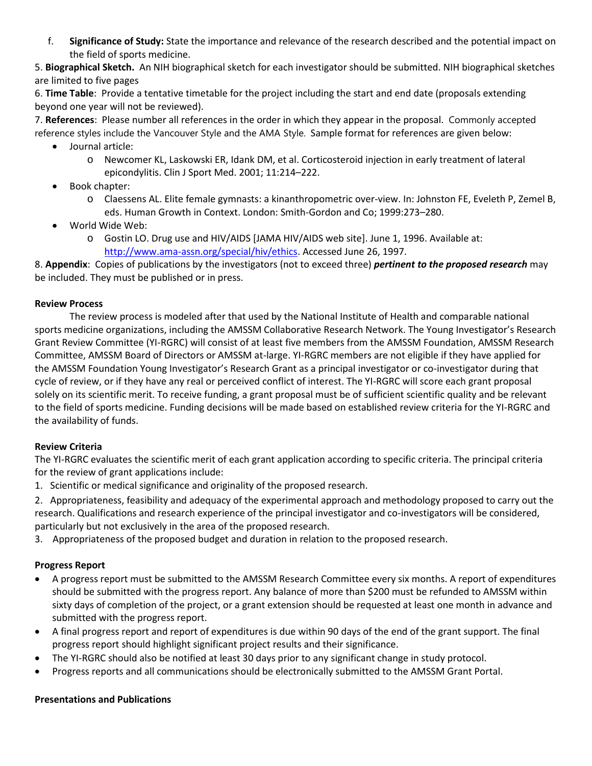f. **Significance of Study:** State the importance and relevance of the research described and the potential impact on the field of sports medicine.

5. **Biographical Sketch.** An NIH biographical sketch for each investigator should be submitted. NIH biographical sketches are limited to five pages

6. **Time Table**: Provide a tentative timetable for the project including the start and end date (proposals extending beyond one year will not be reviewed).

7. **References**: Please number all references in the order in which they appear in the proposal. Commonly accepted reference styles include the Vancouver Style and the AMA Style. Sample format for references are given below:

- Journal article:
  - Newcomer KL, Laskowski ER, Idank DM, et al. Corticosteroid injection in early treatment of lateral epicondylitis. Clin J Sport Med. 2001; 11:214–222.
- Book chapter:
  - Claessens AL. Elite female gymnasts: a kinanthropometric over-view. In: Johnston FE, Eveleth P, Zemel B, eds. Human Growth in Context. London: Smith-Gordon and Co; 1999:273–280.
- World Wide Web:
  - Gostin LO. Drug use and HIV/AIDS [JAMA HIV/AIDS web site]. June 1, 1996. Available at: http://www.ama-assn.org/special/hiv/ethics. Accessed June 26, 1997.

8. **Appendix**: Copies of publications by the investigators (not to exceed three) ***pertinent to the proposed research*** may be included. They must be published or in press.

**Review Process**

The review process is modeled after that used by the National Institute of Health and comparable national sports medicine organizations, including the AMSSM Collaborative Research Network. The Young Investigator's Research Grant Review Committee (YI-RGRC) will consist of at least five members from the AMSSM Foundation, AMSSM Research Committee, AMSSM Board of Directors or AMSSM at-large. YI-RGRC members are not eligible if they have applied for the AMSSM Foundation Young Investigator's Research Grant as a principal investigator or co-investigator during that cycle of review, or if they have any real or perceived conflict of interest. The YI-RGRC will score each grant proposal solely on its scientific merit. To receive funding, a grant proposal must be of sufficient scientific quality and be relevant to the field of sports medicine. Funding decisions will be made based on established review criteria for the YI-RGRC and the availability of funds.

**Review Criteria**

The YI-RGRC evaluates the scientific merit of each grant application according to specific criteria. The principal criteria for the review of grant applications include:

1. Scientific or medical significance and originality of the proposed research.
2. Appropriateness, feasibility and adequacy of the experimental approach and methodology proposed to carry out the research. Qualifications and research experience of the principal investigator and co-investigators will be considered, particularly but not exclusively in the area of the proposed research.
3. Appropriateness of the proposed budget and duration in relation to the proposed research.

**Progress Report**

- A progress report must be submitted to the AMSSM Research Committee every six months. A report of expenditures should be submitted with the progress report. Any balance of more than $200 must be refunded to AMSSM within sixty days of completion of the project, or a grant extension should be requested at least one month in advance and submitted with the progress report.
- A final progress report and report of expenditures is due within 90 days of the end of the grant support. The final progress report should highlight significant project results and their significance.
- The YI-RGRC should also be notified at least 30 days prior to any significant change in study protocol.
- Progress reports and all communications should be electronically submitted to the AMSSM Grant Portal.

**Presentations and Publications**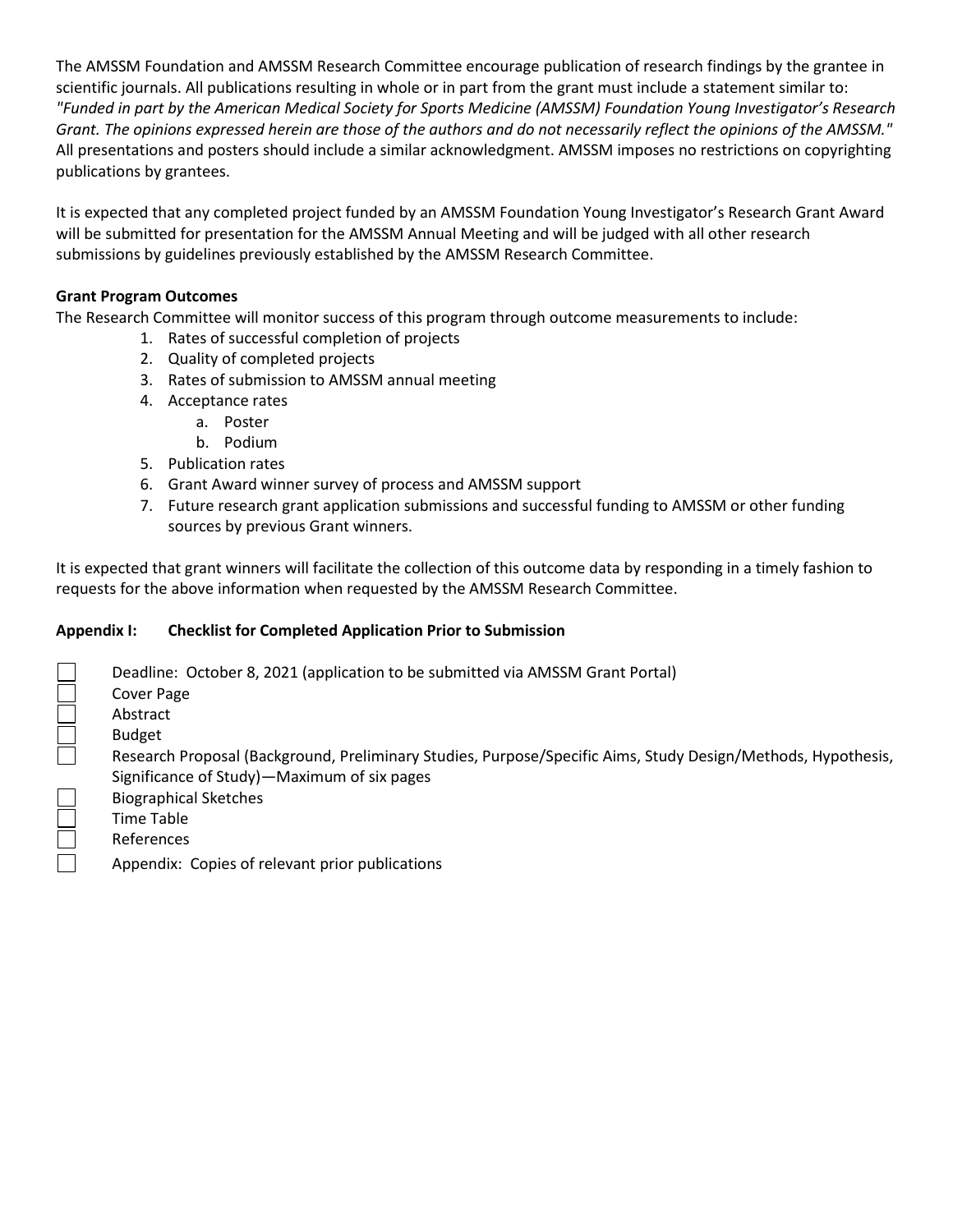The AMSSM Foundation and AMSSM Research Committee encourage publication of research findings by the grantee in scientific journals. All publications resulting in whole or in part from the grant must include a statement similar to: *"Funded in part by the American Medical Society for Sports Medicine (AMSSM) Foundation Young Investigator's Research Grant. The opinions expressed herein are those of the authors and do not necessarily reflect the opinions of the AMSSM."* All presentations and posters should include a similar acknowledgment. AMSSM imposes no restrictions on copyrighting publications by grantees.

It is expected that any completed project funded by an AMSSM Foundation Young Investigator's Research Grant Award will be submitted for presentation for the AMSSM Annual Meeting and will be judged with all other research submissions by guidelines previously established by the AMSSM Research Committee.

**Grant Program Outcomes**

The Research Committee will monitor success of this program through outcome measurements to include:

1. Rates of successful completion of projects
2. Quality of completed projects
3. Rates of submission to AMSSM annual meeting
4. Acceptance rates
    a. Poster
    b. Podium
5. Publication rates
6. Grant Award winner survey of process and AMSSM support
7. Future research grant application submissions and successful funding to AMSSM or other funding sources by previous Grant winners.

It is expected that grant winners will facilitate the collection of this outcome data by responding in a timely fashion to requests for the above information when requested by the AMSSM Research Committee.

**Appendix I: Checklist for Completed Application Prior to Submission**

- [ ] Deadline: October 8, 2021 (application to be submitted via AMSSM Grant Portal)
- [ ] Cover Page
- [ ] Abstract
- [ ] Budget
- [ ] Research Proposal (Background, Preliminary Studies, Purpose/Specific Aims, Study Design/Methods, Hypothesis, Significance of Study)—Maximum of six pages
- [ ] Biographical Sketches
- [ ] Time Table
- [ ] References
- [ ] Appendix: Copies of relevant prior publications